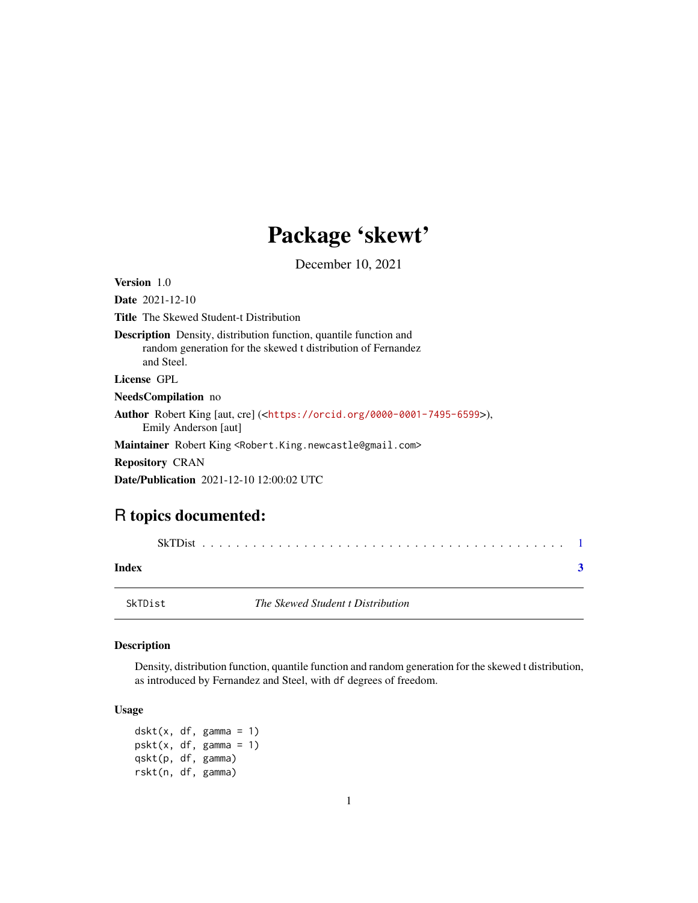# Package 'skewt'

December 10, 2021

**Version** 1.0

**Date** 2021-12-10

**Title** The Skewed Student-t Distribution

**Description** Density, distribution function, quantile function and random generation for the skewed t distribution of Fernandez and Steel.

**License** GPL

**NeedsCompilation** no

**Author** Robert King [aut, cre] (<https://orcid.org/0000-0001-7495-6599>), Emily Anderson [aut]

**Maintainer** Robert King <Robert.King.newcastle@gmail.com>

**Repository** CRAN

**Date/Publication** 2021-12-10 12:00:02 UTC

## R topics documented:

SkTDist . . . . . . . . . . . . . . . . . . . . . . . . . . . . . . . . . . . . . . . . . . 1

**Index** **3**

---

SkTDist — *The Skewed Student t Distribution*

---

### Description

Density, distribution function, quantile function and random generation for the skewed t distribution, as introduced by Fernandez and Steel, with `df` degrees of freedom.

### Usage

```
dskt(x, df, gamma = 1)
pskt(x, df, gamma = 1)
qskt(p, df, gamma)
rskt(n, df, gamma)
```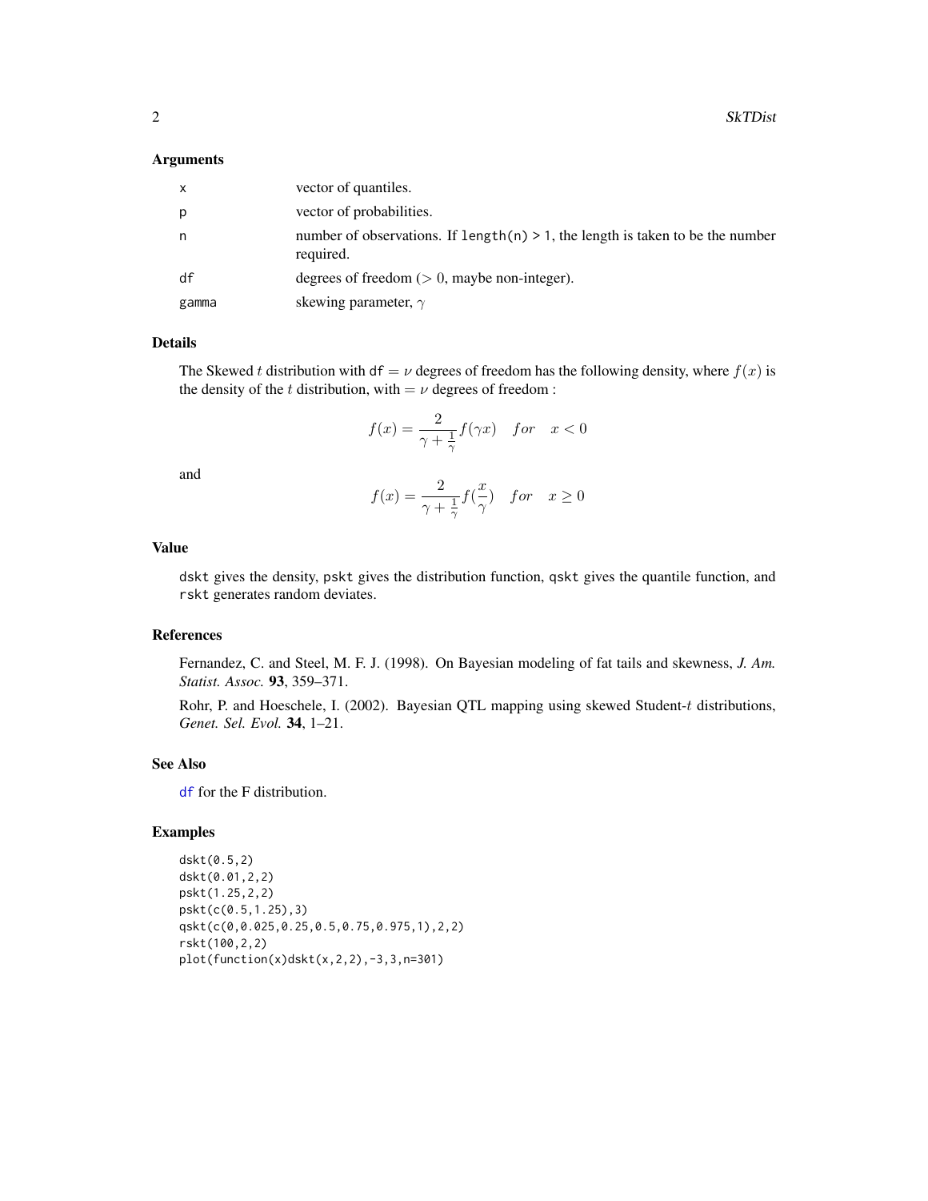### Arguments

| | |
|---|---|
| x | vector of quantiles. |
| p | vector of probabilities. |
| n | number of observations. If `length(n) > 1`, the length is taken to be the number required. |
| df | degrees of freedom ($> 0$, maybe non-integer). |
| gamma | skewing parameter, $\gamma$ |

### Details

The Skewed $t$ distribution with `df` $= \nu$ degrees of freedom has the following density, where $f(x)$ is the density of the $t$ distribution, with $= \nu$ degrees of freedom :

$$f(x) = \frac{2}{\gamma + \frac{1}{\gamma}} f(\gamma x) \quad for \quad x < 0$$

and

$$f(x) = \frac{2}{\gamma + \frac{1}{\gamma}} f(\frac{x}{\gamma}) \quad for \quad x \geq 0$$

### Value

`dskt` gives the density, `pskt` gives the distribution function, `qskt` gives the quantile function, and `rskt` generates random deviates.

### References

Fernandez, C. and Steel, M. F. J. (1998). On Bayesian modeling of fat tails and skewness, *J. Am. Statist. Assoc.* **93**, 359–371.

Rohr, P. and Hoeschele, I. (2002). Bayesian QTL mapping using skewed Student-$t$ distributions, *Genet. Sel. Evol.* **34**, 1–21.

### See Also

`df` for the F distribution.

### Examples

```
dskt(0.5,2)
dskt(0.01,2,2)
pskt(1.25,2,2)
pskt(c(0.5,1.25),3)
qskt(c(0,0.025,0.25,0.5,0.75,0.975,1),2,2)
rskt(100,2,2)
plot(function(x)dskt(x,2,2),-3,3,n=301)
```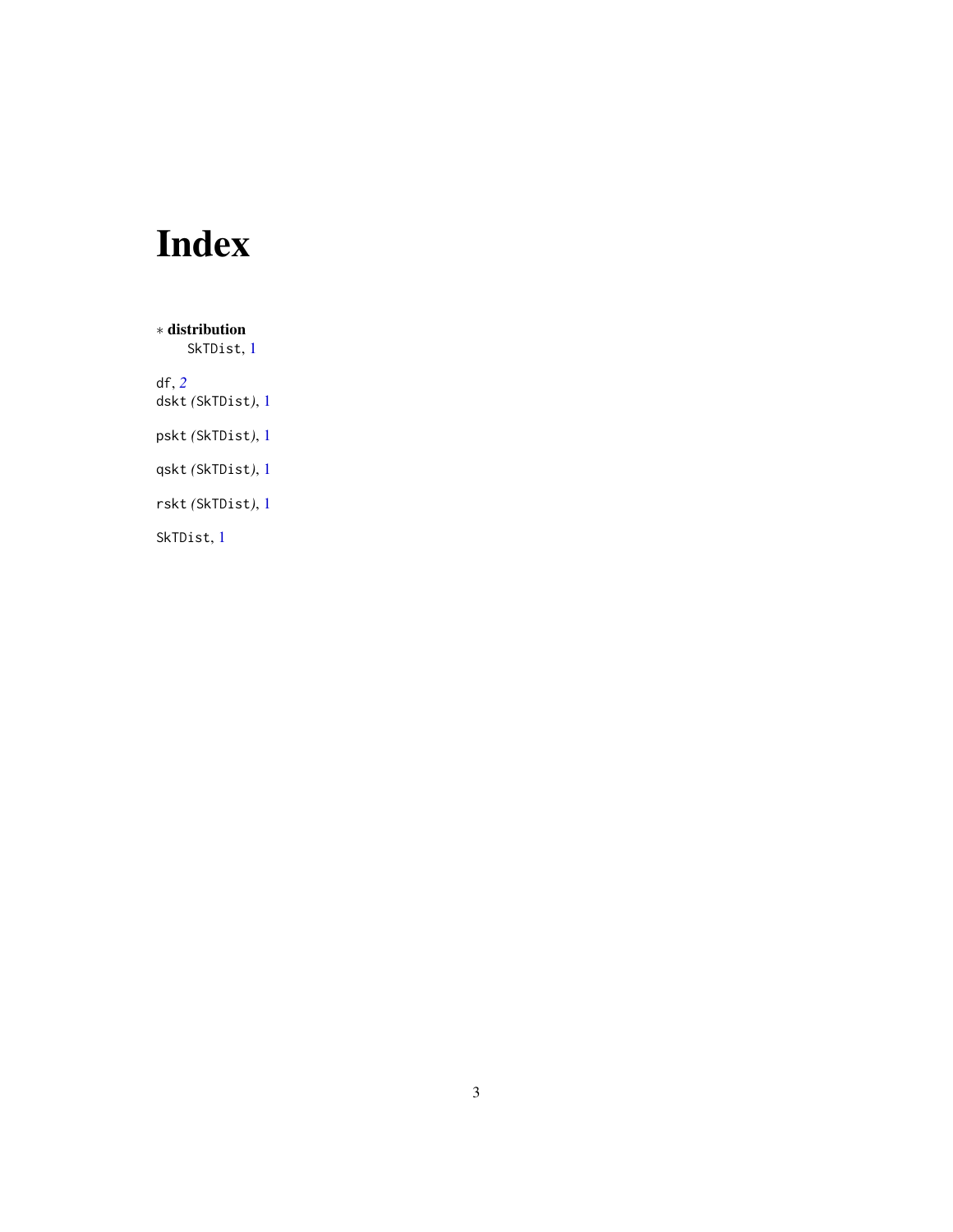# Index

∗ **distribution**
    SkTDist, 1

df, *2*
dskt *(*SkTDist*)*, 1

pskt *(*SkTDist*)*, 1

qskt *(*SkTDist*)*, 1

rskt *(*SkTDist*)*, 1

SkTDist, 1